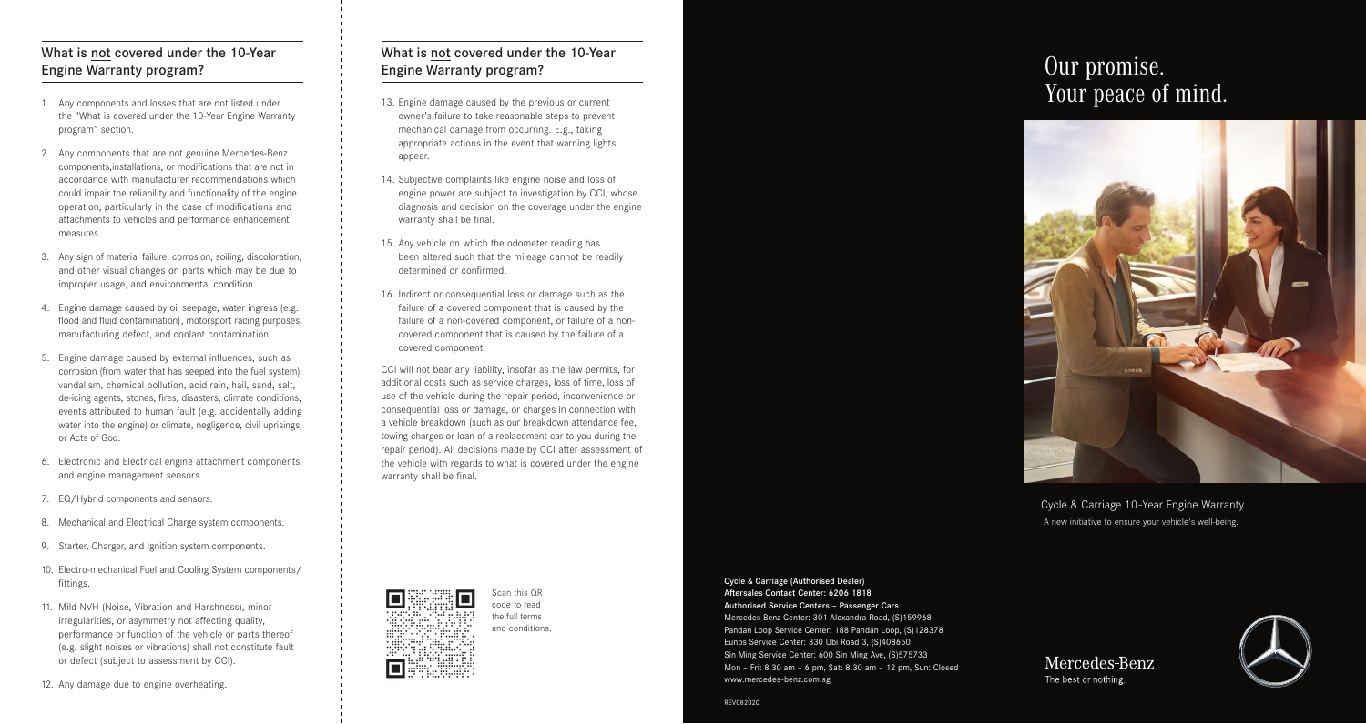## What is not covered under the 10-Year Engine Warranty program?

1. Any components and losses that are not listed under the "What is covered under the 10-Year Engine Warranty program" section.
2. Any components that are not genuine Mercedes-Benz components,installations, or modifications that are not in accordance with manufacturer recommendations which could impair the reliability and functionality of the engine operation, particularly in the case of modifications and attachments to vehicles and performance enhancement measures.
3. Any sign of material failure, corrosion, soiling, discoloration, and other visual changes on parts which may be due to improper usage, and environmental condition.
4. Engine damage caused by oil seepage, water ingress (e.g. flood and fluid contamination), motorsport racing purposes, manufacturing defect, and coolant contamination.
5. Engine damage caused by external influences, such as corrosion (from water that has seeped into the fuel system), vandalism, chemical pollution, acid rain, hail, sand, salt, de-icing agents, stones, fires, disasters, climate conditions, events attributed to human fault (e.g. accidentally adding water into the engine) or climate, negligence, civil uprisings, or Acts of God.
6. Electronic and Electrical engine attachment components, and engine management sensors.
7. EQ/Hybrid components and sensors.
8. Mechanical and Electrical Charge system components.
9. Starter, Charger, and Ignition system components.
10. Electro-mechanical Fuel and Cooling System components/ fittings.
11. Mild NVH (Noise, Vibration and Harshness), minor irregularities, or asymmetry not affecting quality, performance or function of the vehicle or parts thereof (e.g. slight noises or vibrations) shall not constitute fault or defect (subject to assessment by CCI).
12. Any damage due to engine overheating.

## What is not covered under the 10-Year Engine Warranty program?

13. Engine damage caused by the previous or current owner's failure to take reasonable steps to prevent mechanical damage from occurring. E.g., taking appropriate actions in the event that warning lights appear.
14. Subjective complaints like engine noise and loss of engine power are subject to investigation by CCI, whose diagnosis and decision on the coverage under the engine warranty shall be final.
15. Any vehicle on which the odometer reading has been altered such that the mileage cannot be readily determined or confirmed.
16. Indirect or consequential loss or damage such as the failure of a covered component that is caused by the failure of a non-covered component, or failure of a non-covered component that is caused by the failure of a covered component.

CCI will not bear any liability, insofar as the law permits, for additional costs such as service charges, loss of time, loss of use of the vehicle during the repair period, inconvenience or consequential loss or damage, or charges in connection with a vehicle breakdown (such as our breakdown attendance fee, towing charges or loan of a replacement car to you during the repair period). All decisions made by CCI after assessment of the vehicle with regards to what is covered under the engine warranty shall be final.

Scan this QR code to read the full terms and conditions.

**Cycle & Carriage (Authorised Dealer)**
**Aftersales Contact Center: 6206 1818**
**Authorised Service Centers – Passenger Cars**
Mercedes-Benz Center: 301 Alexandra Road, (S)159968
Pandan Loop Service Center: 188 Pandan Loop, (S)128378
Eunos Service Center: 330 Ubi Road 3, (S)408650
Sin Ming Service Center: 600 Sin Ming Ave, (S)575733
Mon – Fri: 8.30 am – 6 pm, Sat: 8.30 am – 12 pm, Sun: Closed
www.mercedes-benz.com.sg

REV082020

# Our promise. Your peace of mind.

Cycle & Carriage 10-Year Engine Warranty
A new initiative to ensure your vehicle's well-being.

Mercedes-Benz
The best or nothing.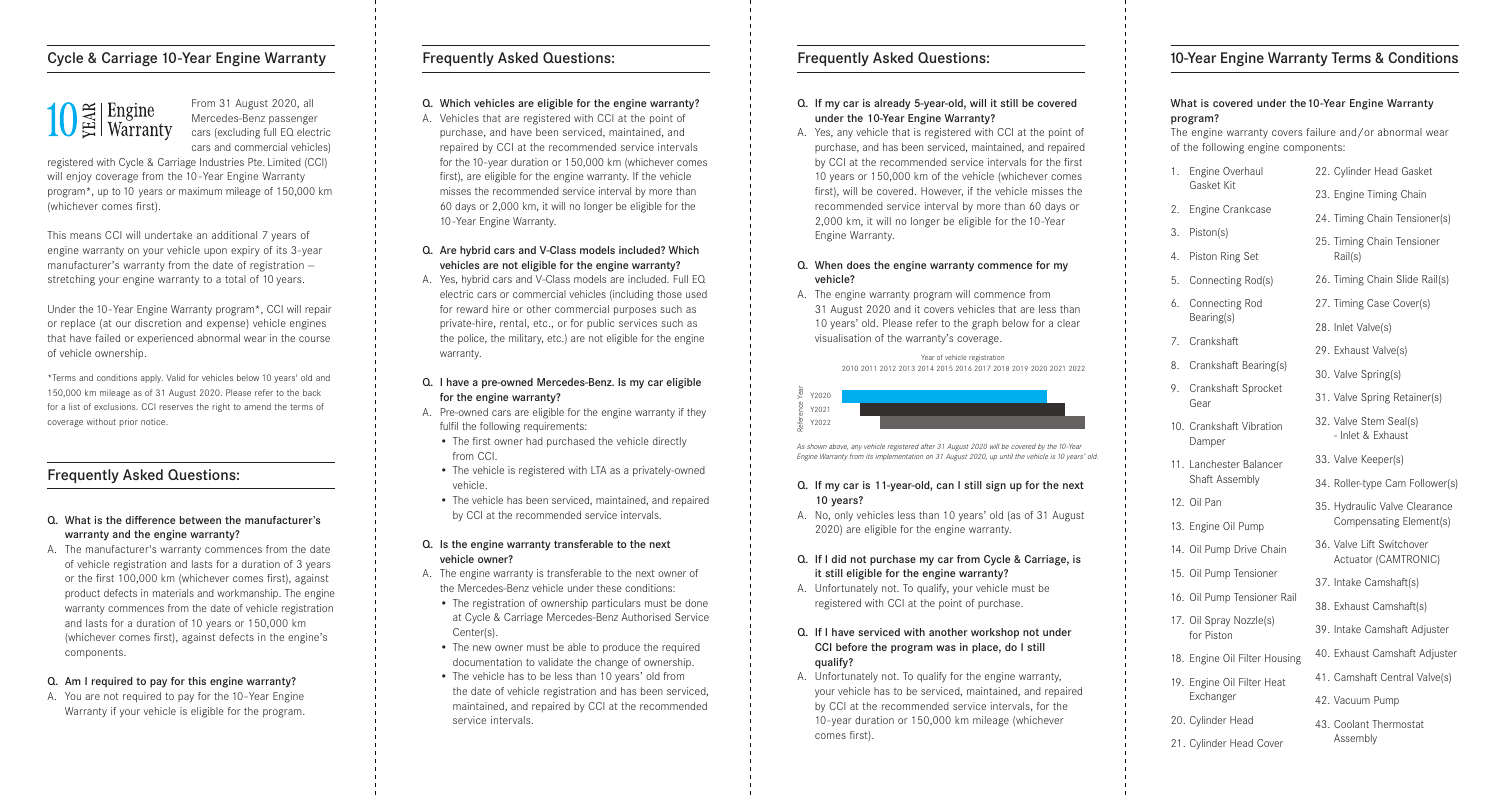## Cycle & Carriage 10-Year Engine Warranty

10 YEAR | Engine Warranty

From 31 August 2020, all Mercedes-Benz passenger cars (excluding full EQ electric cars and commercial vehicles) registered with Cycle & Carriage Industries Pte. Limited (CCI) will enjoy coverage from the 10-Year Engine Warranty program*, up to 10 years or maximum mileage of 150,000 km (whichever comes first).

This means CCI will undertake an additional 7 years of engine warranty on your vehicle upon expiry of its 3-year manufacturer's warranty from the date of registration – stretching your engine warranty to a total of 10 years.

Under the 10-Year Engine Warranty program*, CCI will repair or replace (at our discretion and expense) vehicle engines that have failed or experienced abnormal wear in the course of vehicle ownership.

*Terms and conditions apply. Valid for vehicles below 10 years' old and 150,000 km mileage as of 31 August 2020. Please refer to the back for a list of exclusions. CCI reserves the right to amend the terms of coverage without prior notice.

## Frequently Asked Questions:

**Q. What is the difference between the manufacturer's warranty and the engine warranty?**

A. The manufacturer's warranty commences from the date of vehicle registration and lasts for a duration of 3 years or the first 100,000 km (whichever comes first), against product defects in materials and workmanship. The engine warranty commences from the date of vehicle registration and lasts for a duration of 10 years or 150,000 km (whichever comes first), against defects in the engine's components.

**Q. Am I required to pay for this engine warranty?**

A. You are not required to pay for the 10-Year Engine Warranty if your vehicle is eligible for the program.

## Frequently Asked Questions:

**Q. Which vehicles are eligible for the engine warranty?**

A. Vehicles that are registered with CCI at the point of purchase, and have been serviced, maintained, and repaired by CCI at the recommended service intervals for the 10-year duration or 150,000 km (whichever comes first), are eligible for the engine warranty. If the vehicle misses the recommended service interval by more than 60 days or 2,000 km, it will no longer be eligible for the 10-Year Engine Warranty.

**Q. Are hybrid cars and V-Class models included? Which vehicles are not eligible for the engine warranty?**

A. Yes, hybrid cars and V-Class models are included. Full EQ electric cars or commercial vehicles (including those used for reward hire or other commercial purposes such as private-hire, rental, etc., or for public services such as the police, the military, etc.) are not eligible for the engine warranty.

**Q. I have a pre-owned Mercedes-Benz. Is my car eligible for the engine warranty?**

A. Pre-owned cars are eligible for the engine warranty if they fulfil the following requirements:

- The first owner had purchased the vehicle directly from CCI.
- The vehicle is registered with LTA as a privately-owned vehicle.
- The vehicle has been serviced, maintained, and repaired by CCI at the recommended service intervals.

**Q. Is the engine warranty transferable to the next vehicle owner?**

A. The engine warranty is transferable to the next owner of the Mercedes-Benz vehicle under these conditions:

- The registration of ownership particulars must be done at Cycle & Carriage Mercedes-Benz Authorised Service Center(s).
- The new owner must be able to produce the required documentation to validate the change of ownership.
- The vehicle has to be less than 10 years' old from the date of vehicle registration and has been serviced, maintained, and repaired by CCI at the recommended service intervals.

## Frequently Asked Questions:

**Q. If my car is already 5-year-old, will it still be covered under the 10-Year Engine Warranty?**

A. Yes, any vehicle that is registered with CCI at the point of purchase, and has been serviced, maintained, and repaired by CCI at the recommended service intervals for the first 10 years or 150,000 km of the vehicle (whichever comes first), will be covered. However, if the vehicle misses the recommended service interval by more than 60 days or 2,000 km, it will no longer be eligible for the 10-Year Engine Warranty.

**Q. When does the engine warranty commence for my vehicle?**

A. The engine warranty program will commence from 31 August 2020 and it covers vehicles that are less than 10 years' old. Please refer to the graph below for a clear visualisation of the warranty's coverage.

Year of vehicle registration

2010 2011 2012 2013 2014 2015 2016 2017 2018 2019 2020 2021 2022

Reference Year

Y2020

Y2021

Y2022

*As shown above, any vehicle registered after 31 August 2020 will be covered by the 10-Year Engine Warranty from its implementation on 31 August 2020, up until the vehicle is 10 years' old.*

**Q. If my car is 11-year-old, can I still sign up for the next 10 years?**

A. No, only vehicles less than 10 years' old (as of 31 August 2020) are eligible for the engine warranty.

**Q. If I did not purchase my car from Cycle & Carriage, is it still eligible for the engine warranty?**

A. Unfortunately not. To qualify, your vehicle must be registered with CCI at the point of purchase.

**Q. If I have serviced with another workshop not under CCI before the program was in place, do I still qualify?**

A. Unfortunately not. To qualify for the engine warranty, your vehicle has to be serviced, maintained, and repaired by CCI at the recommended service intervals, for the 10-year duration or 150,000 km mileage (whichever comes first).

## 10-Year Engine Warranty Terms & Conditions

**What is covered under the 10-Year Engine Warranty program?**

The engine warranty covers failure and/or abnormal wear of the following engine components:

1. Engine Overhaul Gasket Kit
2. Engine Crankcase
3. Piston(s)
4. Piston Ring Set
5. Connecting Rod(s)
6. Connecting Rod Bearing(s)
7. Crankshaft
8. Crankshaft Bearing(s)
9. Crankshaft Sprocket Gear
10. Crankshaft Vibration Damper
11. Lanchester Balancer Shaft Assembly
12. Oil Pan
13. Engine Oil Pump
14. Oil Pump Drive Chain
15. Oil Pump Tensioner
16. Oil Pump Tensioner Rail
17. Oil Spray Nozzle(s) for Piston
18. Engine Oil Filter Housing
19. Engine Oil Filter Heat Exchanger
20. Cylinder Head
21. Cylinder Head Cover
22. Cylinder Head Gasket
23. Engine Timing Chain
24. Timing Chain Tensioner(s)
25. Timing Chain Tensioner Rail(s)
26. Timing Chain Slide Rail(s)
27. Timing Case Cover(s)
28. Inlet Valve(s)
29. Exhaust Valve(s)
30. Valve Spring(s)
31. Valve Spring Retainer(s)
32. Valve Stem Seal(s) - Inlet & Exhaust
33. Valve Keeper(s)
34. Roller-type Cam Follower(s)
35. Hydraulic Valve Clearance Compensating Element(s)
36. Valve Lift Switchover Actuator (CAMTRONIC)
37. Intake Camshaft(s)
38. Exhaust Camshaft(s)
39. Intake Camshaft Adjuster
40. Exhaust Camshaft Adjuster
41. Camshaft Central Valve(s)
42. Vacuum Pump
43. Coolant Thermostat Assembly